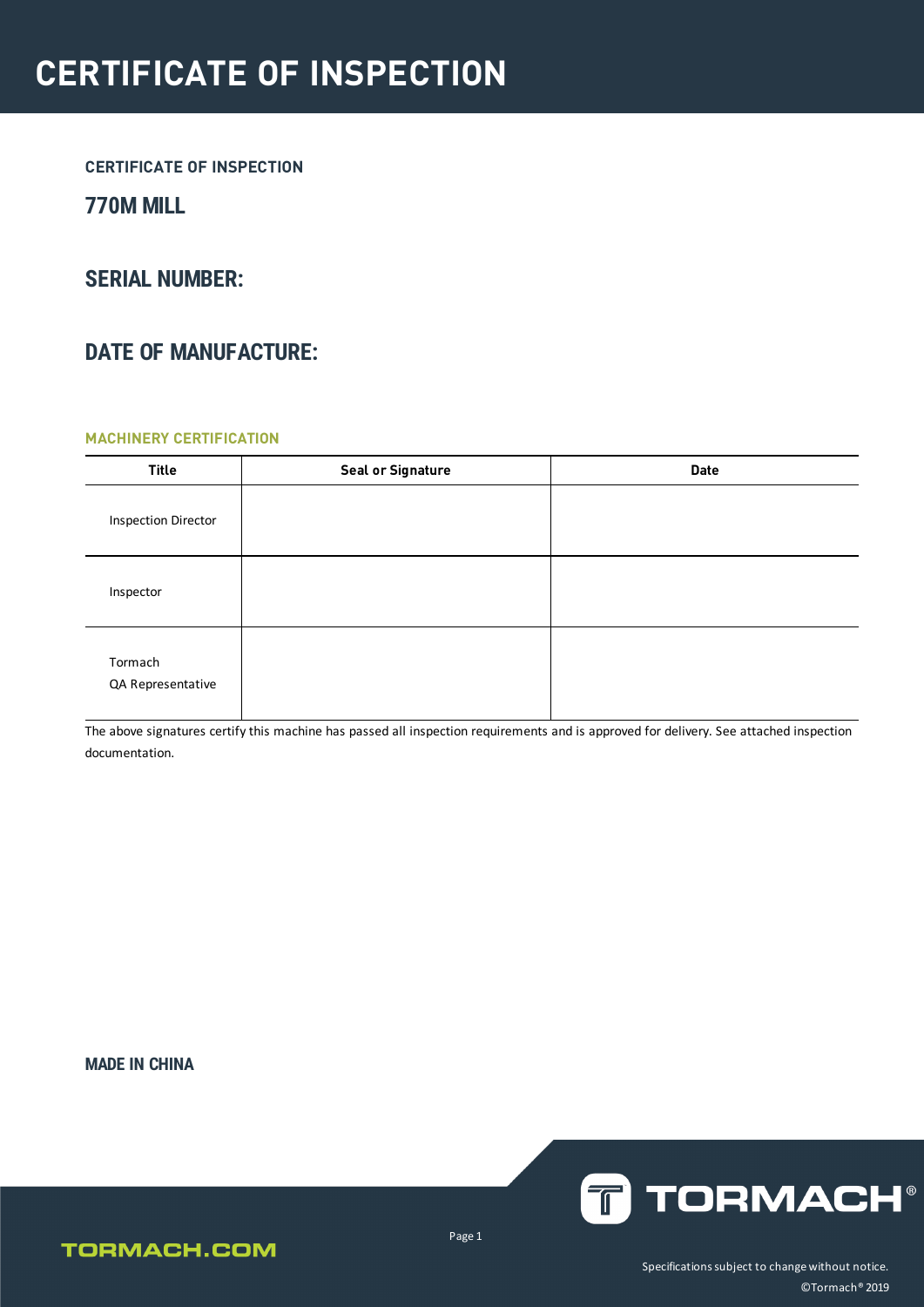# CERTIFICATE OF INSPECTION

### CERTIFICATE OF INSPECTION

## 770M MILL

## SERIAL NUMBER:

## DATE OF MANUFACTURE:

### MACHINERY CERTIFICATION

| Title | Seal or Signature | Date |
|---|---|---|
| Inspection Director | | |
| Inspector | | |
| Tormach QA Representative | | |

The above signatures certify this machine has passed all inspection requirements and is approved for delivery. See attached inspection documentation.

**MADE IN CHINA**

TORMACH.COM

Specifications subject to change without notice.

©Tormach® 2019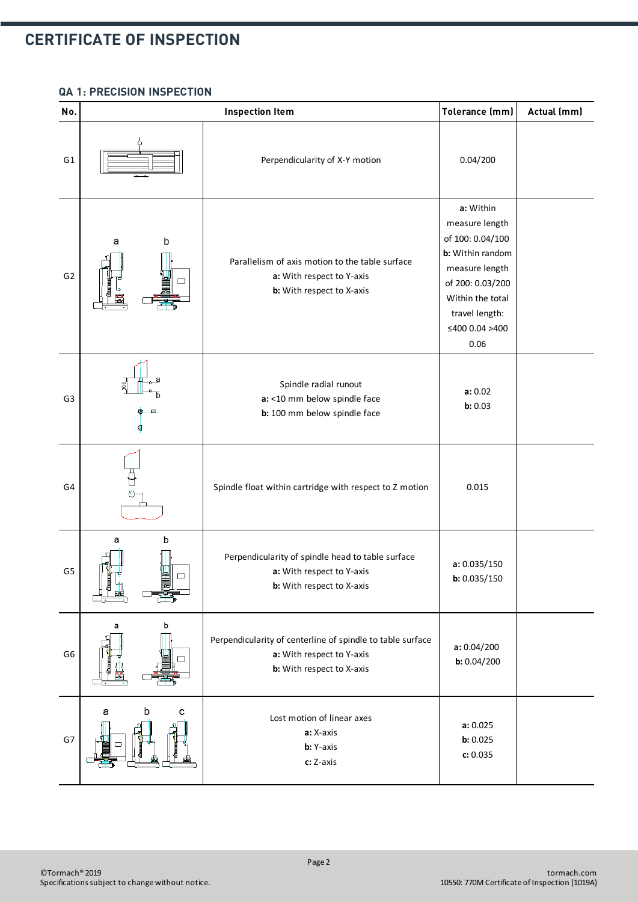# CERTIFICATE OF INSPECTION

## QA 1: PRECISION INSPECTION

| No. | Inspection Item | | Tolerance (mm) | Actual (mm) |
|---|---|---|---|---|
| G1 | | Perpendicularity of X-Y motion | 0.04/200 | |
| G2 | | Parallelism of axis motion to the table surface<br>**a:** With respect to Y-axis<br>**b:** With respect to X-axis | **a:** Within measure length of 100: 0.04/100<br>**b:** Within random measure length of 200: 0.03/200<br>Within the total travel length: ≤400 0.04 >400 0.06 | |
| G3 | | Spindle radial runout<br>**a:** <10 mm below spindle face<br>**b:** 100 mm below spindle face | **a:** 0.02<br>**b:** 0.03 | |
| G4 | | Spindle float within cartridge with respect to Z motion | 0.015 | |
| G5 | | Perpendicularity of spindle head to table surface<br>**a:** With respect to Y-axis<br>**b:** With respect to X-axis | **a:** 0.035/150<br>**b:** 0.035/150 | |
| G6 | | Perpendicularity of centerline of spindle to table surface<br>**a:** With respect to Y-axis<br>**b:** With respect to X-axis | **a:** 0.04/200<br>**b:** 0.04/200 | |
| G7 | | Lost motion of linear axes<br>**a:** X-axis<br>**b:** Y-axis<br>**c:** Z-axis | **a:** 0.025<br>**b:** 0.025<br>**c:** 0.035 | |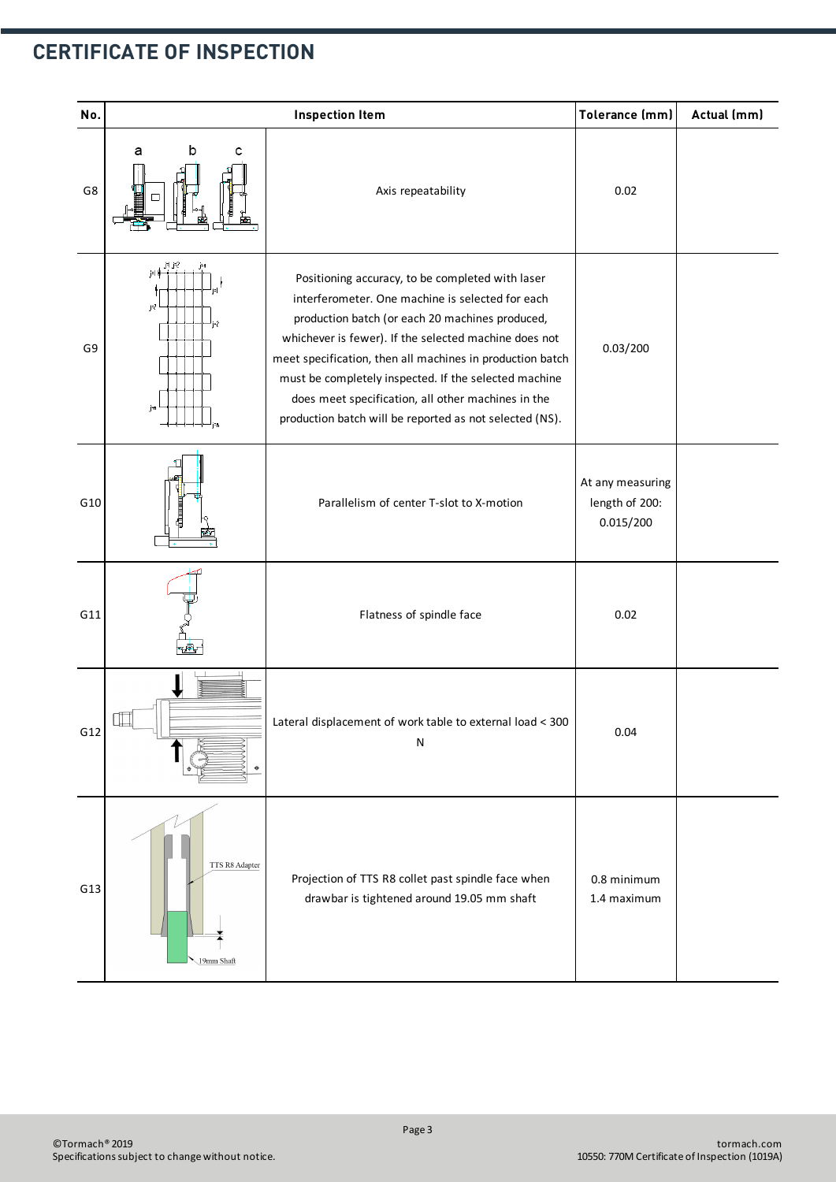## CERTIFICATE OF INSPECTION

| No. | Inspection Item | | Tolerance (mm) | Actual (mm) |
|---|---|---|---|---|
| G8 | | Axis repeatability | 0.02 | |
| G9 | | Positioning accuracy, to be completed with laser interferometer. One machine is selected for each production batch (or each 20 machines produced, whichever is fewer). If the selected machine does not meet specification, then all machines in production batch must be completely inspected. If the selected machine does meet specification, all other machines in the production batch will be reported as not selected (NS). | 0.03/200 | |
| G10 | | Parallelism of center T-slot to X-motion | At any measuring length of 200: 0.015/200 | |
| G11 | | Flatness of spindle face | 0.02 | |
| G12 | | Lateral displacement of work table to external load < 300 N | 0.04 | |
| G13 | | Projection of TTS R8 collet past spindle face when drawbar is tightened around 19.05 mm shaft | 0.8 minimum 1.4 maximum | |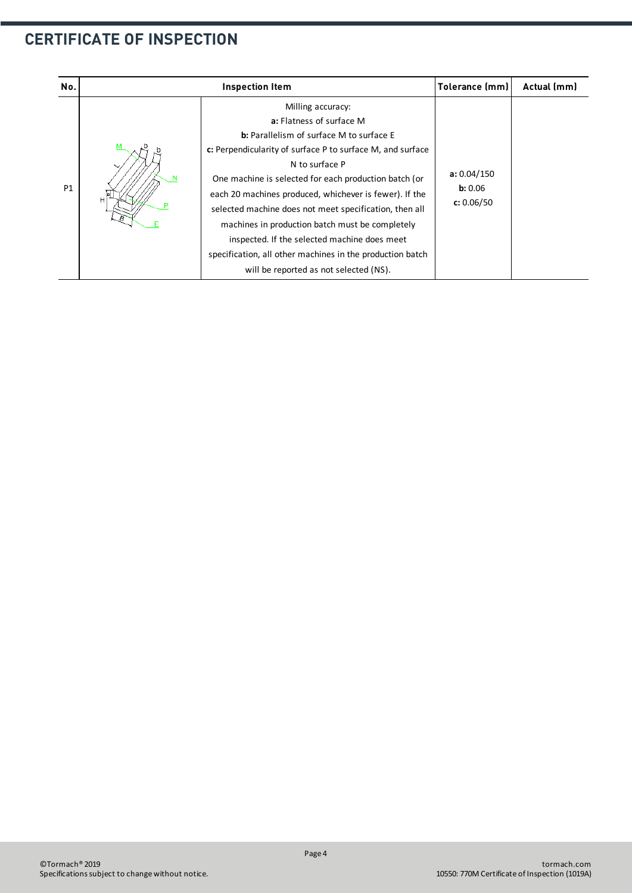## CERTIFICATE OF INSPECTION

| No. | Inspection Item | | Tolerance (mm) | Actual (mm) |
|---|---|---|---|---|
| P1 | | Milling accuracy:<br>**a:** Flatness of surface M<br>**b:** Parallelism of surface M to surface E<br>**c:** Perpendicularity of surface P to surface M, and surface N to surface P<br>One machine is selected for each production batch (or each 20 machines produced, whichever is fewer). If the selected machine does not meet specification, then all machines in production batch must be completely inspected. If the selected machine does meet specification, all other machines in the production batch will be reported as not selected (NS). | **a:** 0.04/150<br>**b:** 0.06<br>**c:** 0.06/50 | |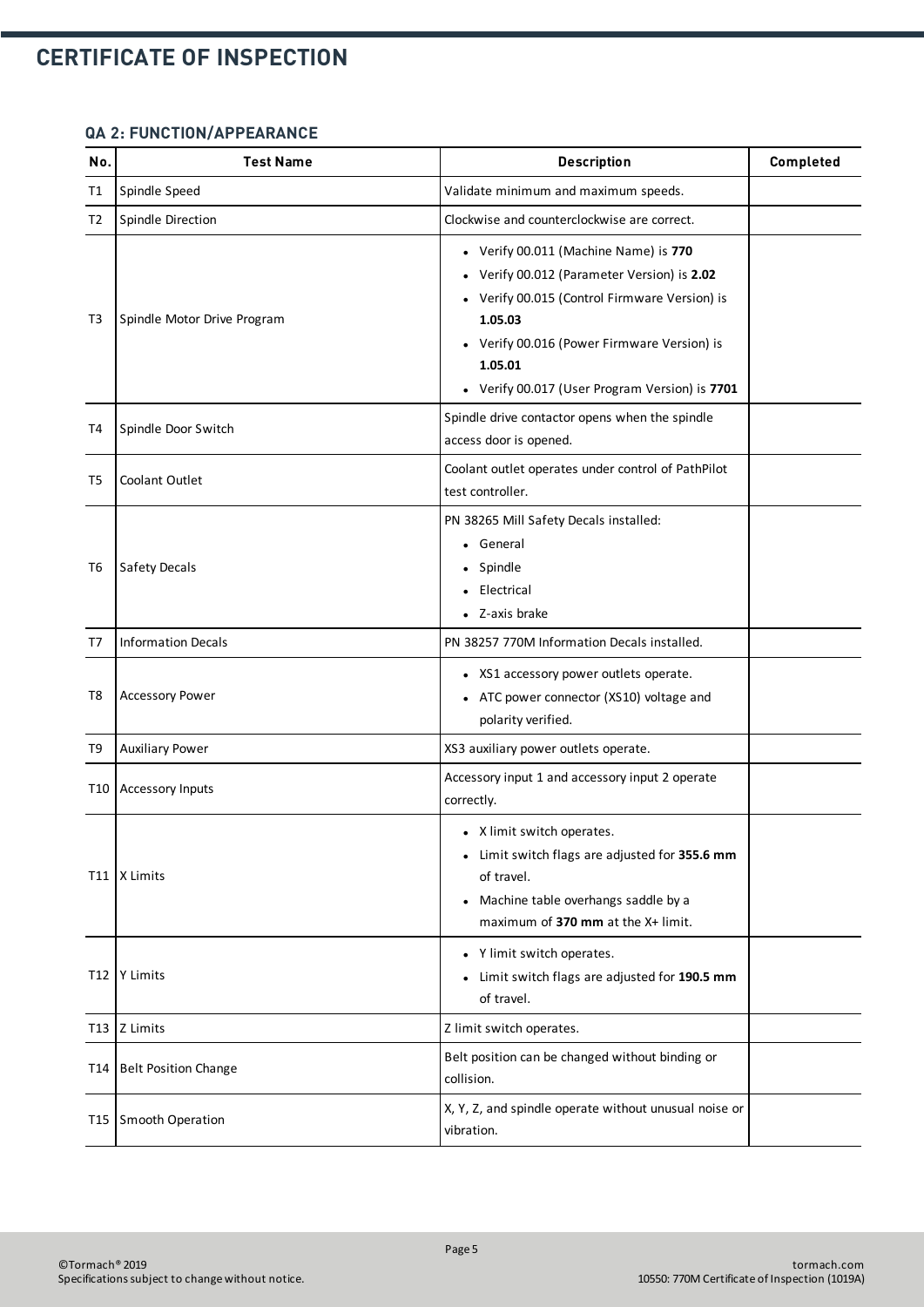# CERTIFICATE OF INSPECTION

### QA 2: FUNCTION/APPEARANCE

| No. | Test Name | Description | Completed |
|---|---|---|---|
| T1 | Spindle Speed | Validate minimum and maximum speeds. | |
| T2 | Spindle Direction | Clockwise and counterclockwise are correct. | |
| T3 | Spindle Motor Drive Program | • Verify 00.011 (Machine Name) is **770**<br>• Verify 00.012 (Parameter Version) is **2.02**<br>• Verify 00.015 (Control Firmware Version) is **1.05.03**<br>• Verify 00.016 (Power Firmware Version) is **1.05.01**<br>• Verify 00.017 (User Program Version) is **7701** | |
| T4 | Spindle Door Switch | Spindle drive contactor opens when the spindle access door is opened. | |
| T5 | Coolant Outlet | Coolant outlet operates under control of PathPilot test controller. | |
| T6 | Safety Decals | PN 38265 Mill Safety Decals installed:<br>• General<br>• Spindle<br>• Electrical<br>• Z-axis brake | |
| T7 | Information Decals | PN 38257 770M Information Decals installed. | |
| T8 | Accessory Power | • XS1 accessory power outlets operate.<br>• ATC power connector (XS10) voltage and polarity verified. | |
| T9 | Auxiliary Power | XS3 auxiliary power outlets operate. | |
| T10 | Accessory Inputs | Accessory input 1 and accessory input 2 operate correctly. | |
| T11 | X Limits | • X limit switch operates.<br>• Limit switch flags are adjusted for **355.6 mm** of travel.<br>• Machine table overhangs saddle by a maximum of **370 mm** at the X+ limit. | |
| T12 | Y Limits | • Y limit switch operates.<br>• Limit switch flags are adjusted for **190.5 mm** of travel. | |
| T13 | Z Limits | Z limit switch operates. | |
| T14 | Belt Position Change | Belt position can be changed without binding or collision. | |
| T15 | Smooth Operation | X, Y, Z, and spindle operate without unusual noise or vibration. | |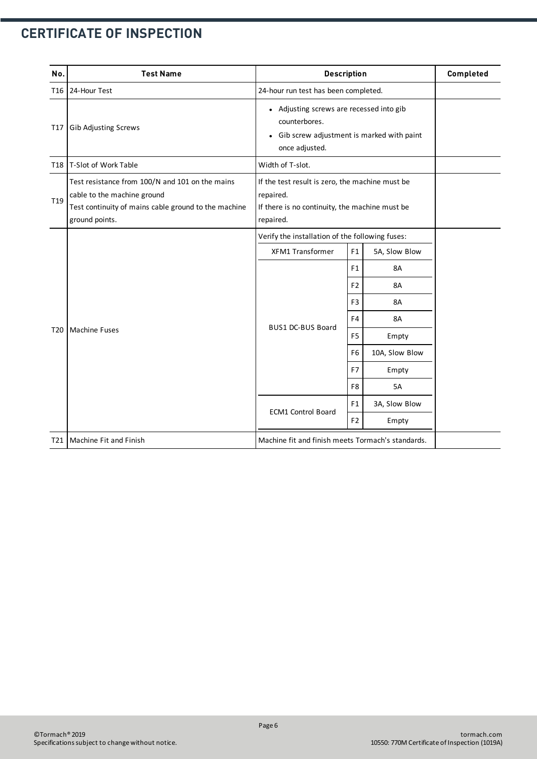## CERTIFICATE OF INSPECTION

| No. | Test Name | Description | | | Completed |
|---|---|---|---|---|---|
| T16 | 24-Hour Test | 24-hour run test has been completed. | | | |
| T17 | Gib Adjusting Screws | • Adjusting screws are recessed into gib counterbores.<br>• Gib screw adjustment is marked with paint once adjusted. | | | |
| T18 | T-Slot of Work Table | Width of T-slot. | | | |
| T19 | Test resistance from 100/N and 101 on the mains cable to the machine ground<br>Test continuity of mains cable ground to the machine ground points. | If the test result is zero, the machine must be repaired.<br>If there is no continuity, the machine must be repaired. | | | |
| T20 | Machine Fuses | Verify the installation of the following fuses: | | | |
| | | XFM1 Transformer | F1 | 5A, Slow Blow | |
| | | BUS1 DC-BUS Board | F1 | 8A | |
| | | | F2 | 8A | |
| | | | F3 | 8A | |
| | | | F4 | 8A | |
| | | | F5 | Empty | |
| | | | F6 | 10A, Slow Blow | |
| | | | F7 | Empty | |
| | | | F8 | 5A | |
| | | ECM1 Control Board | F1 | 3A, Slow Blow | |
| | | | F2 | Empty | |
| T21 | Machine Fit and Finish | Machine fit and finish meets Tormach's standards. | | | |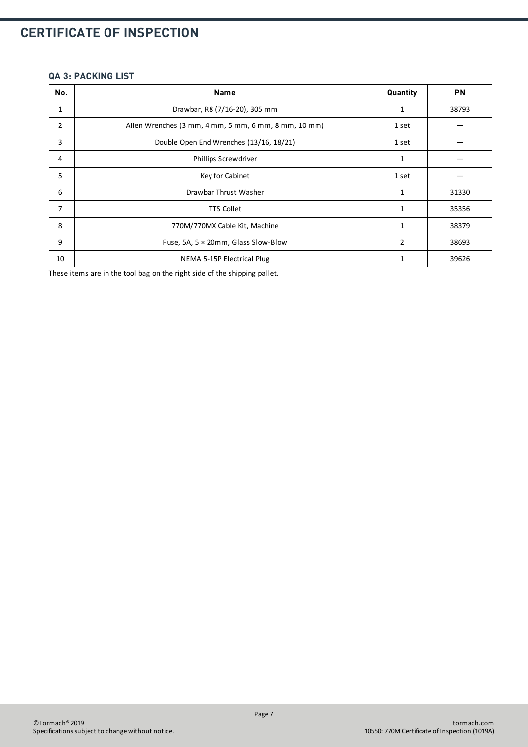# CERTIFICATE OF INSPECTION

### QA 3: PACKING LIST

| No. | Name | Quantity | PN |
|---|---|---|---|
| 1 | Drawbar, R8 (7/16-20), 305 mm | 1 | 38793 |
| 2 | Allen Wrenches (3 mm, 4 mm, 5 mm, 6 mm, 8 mm, 10 mm) | 1 set | — |
| 3 | Double Open End Wrenches (13/16, 18/21) | 1 set | — |
| 4 | Phillips Screwdriver | 1 | — |
| 5 | Key for Cabinet | 1 set | — |
| 6 | Drawbar Thrust Washer | 1 | 31330 |
| 7 | TTS Collet | 1 | 35356 |
| 8 | 770M/770MX Cable Kit, Machine | 1 | 38379 |
| 9 | Fuse, 5A, 5 × 20mm, Glass Slow-Blow | 2 | 38693 |
| 10 | NEMA 5-15P Electrical Plug | 1 | 39626 |

These items are in the tool bag on the right side of the shipping pallet.